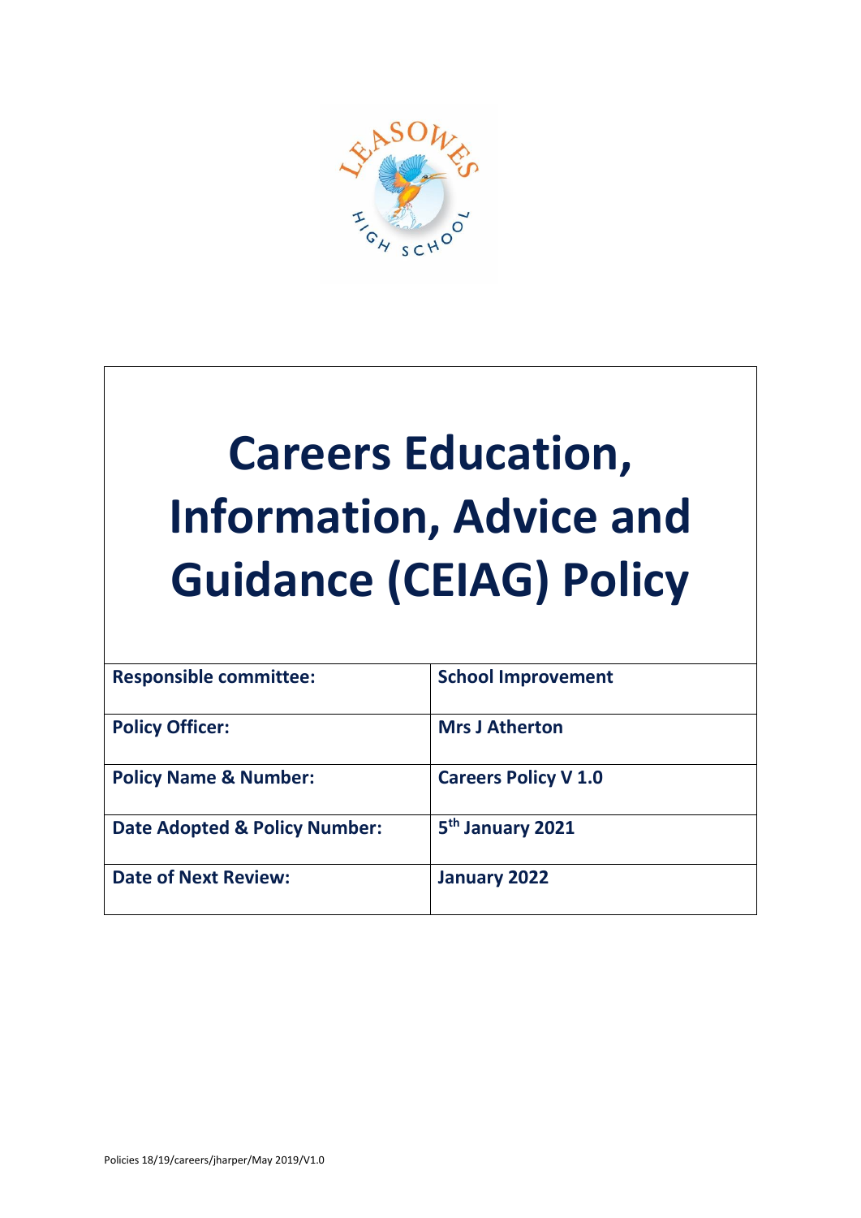# Careers Education, Information, Advice and Guidance (CEIAG) Policy

| **Responsible committee:** | **School Improvement** |
| --- | --- |
| **Policy Officer:** | **Mrs J Atherton** |
| **Policy Name & Number:** | **Careers Policy V 1.0** |
| **Date Adopted & Policy Number:** | **5th January 2021** |
| **Date of Next Review:** | **January 2022** |

Policies 18/19/careers/jharper/May 2019/V1.0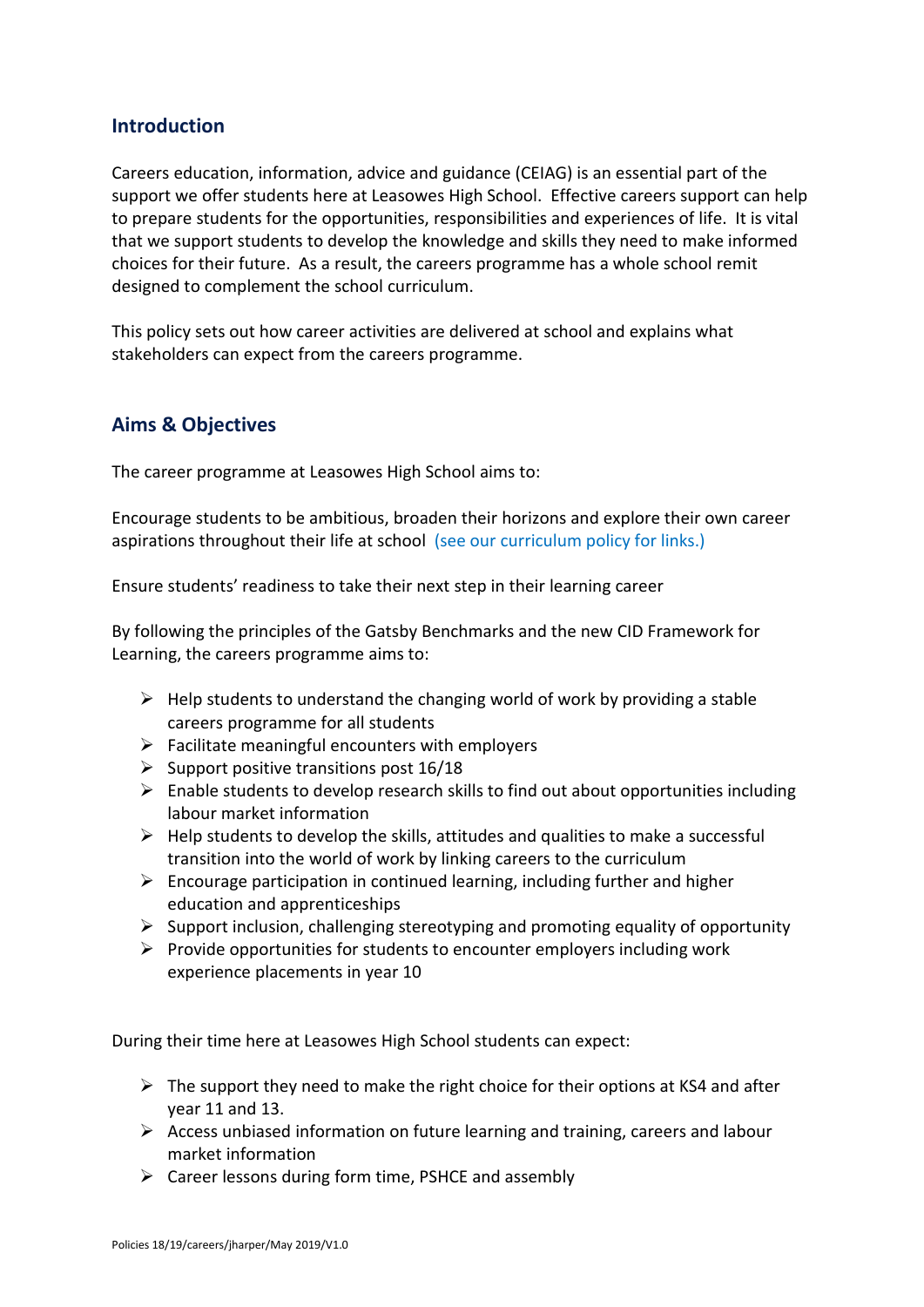## Introduction

Careers education, information, advice and guidance (CEIAG) is an essential part of the support we offer students here at Leasowes High School. Effective careers support can help to prepare students for the opportunities, responsibilities and experiences of life. It is vital that we support students to develop the knowledge and skills they need to make informed choices for their future. As a result, the careers programme has a whole school remit designed to complement the school curriculum.

This policy sets out how career activities are delivered at school and explains what stakeholders can expect from the careers programme.

## Aims & Objectives

The career programme at Leasowes High School aims to:

Encourage students to be ambitious, broaden their horizons and explore their own career aspirations throughout their life at school (see our curriculum policy for links.)

Ensure students' readiness to take their next step in their learning career

By following the principles of the Gatsby Benchmarks and the new CID Framework for Learning, the careers programme aims to:

- Help students to understand the changing world of work by providing a stable careers programme for all students
- Facilitate meaningful encounters with employers
- Support positive transitions post 16/18
- Enable students to develop research skills to find out about opportunities including labour market information
- Help students to develop the skills, attitudes and qualities to make a successful transition into the world of work by linking careers to the curriculum
- Encourage participation in continued learning, including further and higher education and apprenticeships
- Support inclusion, challenging stereotyping and promoting equality of opportunity
- Provide opportunities for students to encounter employers including work experience placements in year 10

During their time here at Leasowes High School students can expect:

- The support they need to make the right choice for their options at KS4 and after year 11 and 13.
- Access unbiased information on future learning and training, careers and labour market information
- Career lessons during form time, PSHCE and assembly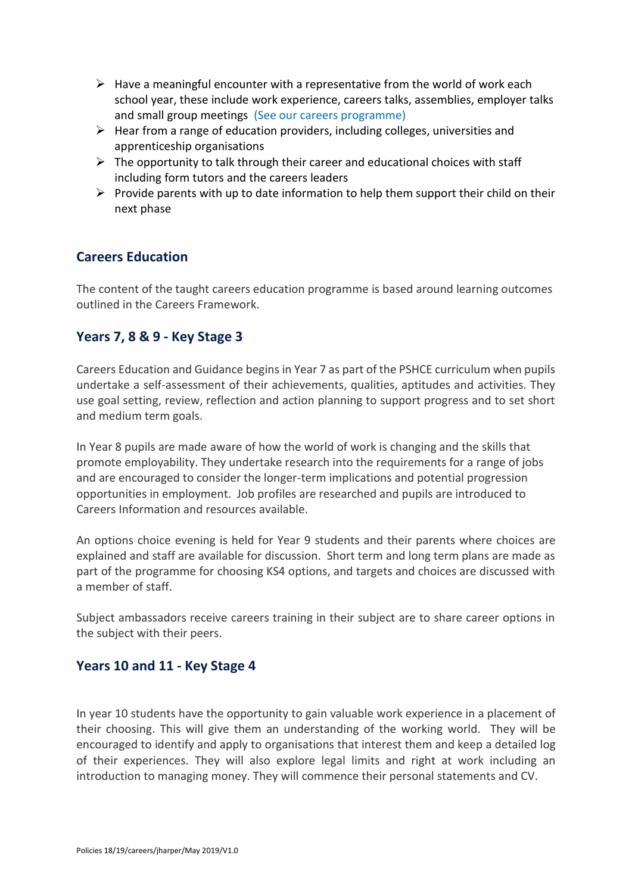- Have a meaningful encounter with a representative from the world of work each school year, these include work experience, careers talks, assemblies, employer talks and small group meetings (See our careers programme)
- Hear from a range of education providers, including colleges, universities and apprenticeship organisations
- The opportunity to talk through their career and educational choices with staff including form tutors and the careers leaders
- Provide parents with up to date information to help them support their child on their next phase

## Careers Education

The content of the taught careers education programme is based around learning outcomes outlined in the Careers Framework.

## Years 7, 8 & 9 - Key Stage 3

Careers Education and Guidance begins in Year 7 as part of the PSHCE curriculum when pupils undertake a self-assessment of their achievements, qualities, aptitudes and activities. They use goal setting, review, reflection and action planning to support progress and to set short and medium term goals.

In Year 8 pupils are made aware of how the world of work is changing and the skills that promote employability. They undertake research into the requirements for a range of jobs and are encouraged to consider the longer-term implications and potential progression opportunities in employment. Job profiles are researched and pupils are introduced to Careers Information and resources available.

An options choice evening is held for Year 9 students and their parents where choices are explained and staff are available for discussion. Short term and long term plans are made as part of the programme for choosing KS4 options, and targets and choices are discussed with a member of staff.

Subject ambassadors receive careers training in their subject are to share career options in the subject with their peers.

## Years 10 and 11 - Key Stage 4

In year 10 students have the opportunity to gain valuable work experience in a placement of their choosing. This will give them an understanding of the working world. They will be encouraged to identify and apply to organisations that interest them and keep a detailed log of their experiences. They will also explore legal limits and right at work including an introduction to managing money. They will commence their personal statements and CV.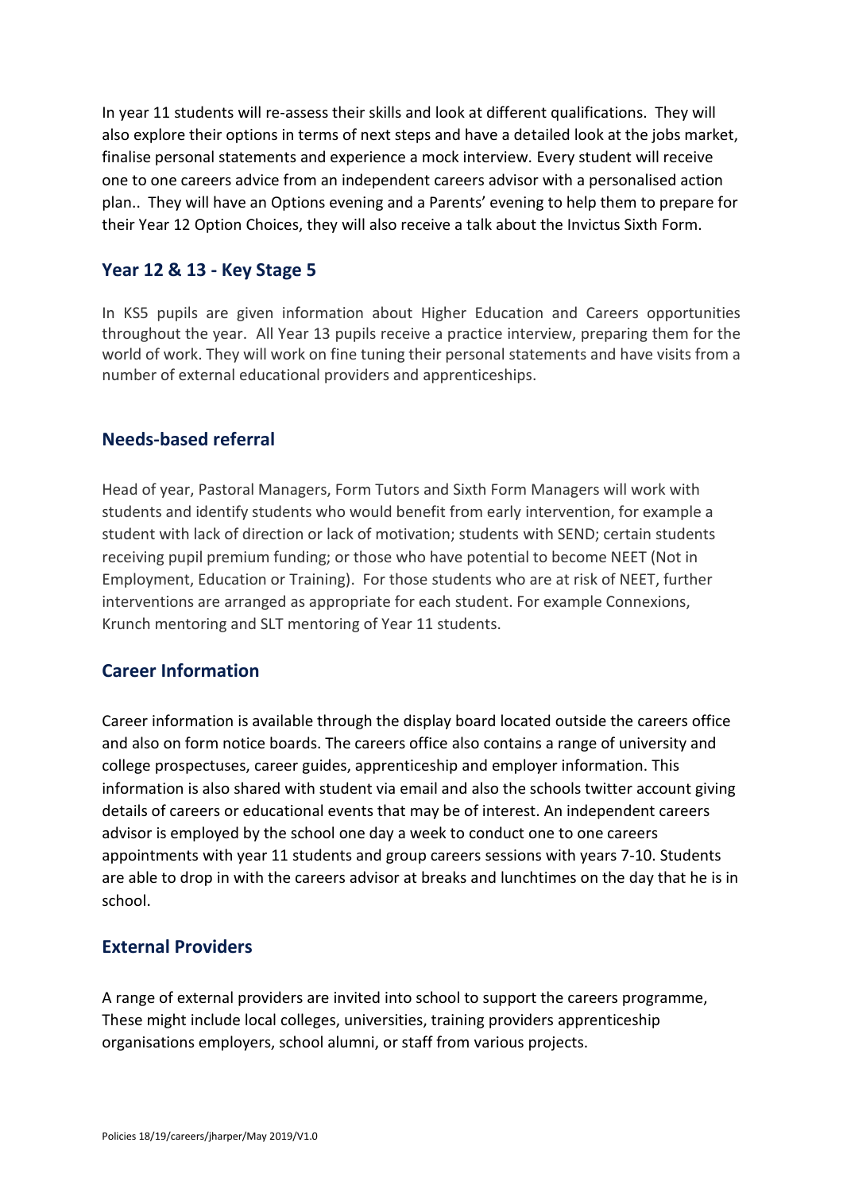In year 11 students will re-assess their skills and look at different qualifications. They will also explore their options in terms of next steps and have a detailed look at the jobs market, finalise personal statements and experience a mock interview. Every student will receive one to one careers advice from an independent careers advisor with a personalised action plan.. They will have an Options evening and a Parents' evening to help them to prepare for their Year 12 Option Choices, they will also receive a talk about the Invictus Sixth Form.

## Year 12 & 13 - Key Stage 5

In KS5 pupils are given information about Higher Education and Careers opportunities throughout the year. All Year 13 pupils receive a practice interview, preparing them for the world of work. They will work on fine tuning their personal statements and have visits from a number of external educational providers and apprenticeships.

## Needs-based referral

Head of year, Pastoral Managers, Form Tutors and Sixth Form Managers will work with students and identify students who would benefit from early intervention, for example a student with lack of direction or lack of motivation; students with SEND; certain students receiving pupil premium funding; or those who have potential to become NEET (Not in Employment, Education or Training). For those students who are at risk of NEET, further interventions are arranged as appropriate for each student. For example Connexions, Krunch mentoring and SLT mentoring of Year 11 students.

## Career Information

Career information is available through the display board located outside the careers office and also on form notice boards. The careers office also contains a range of university and college prospectuses, career guides, apprenticeship and employer information. This information is also shared with student via email and also the schools twitter account giving details of careers or educational events that may be of interest. An independent careers advisor is employed by the school one day a week to conduct one to one careers appointments with year 11 students and group careers sessions with years 7-10. Students are able to drop in with the careers advisor at breaks and lunchtimes on the day that he is in school.

## External Providers

A range of external providers are invited into school to support the careers programme, These might include local colleges, universities, training providers apprenticeship organisations employers, school alumni, or staff from various projects.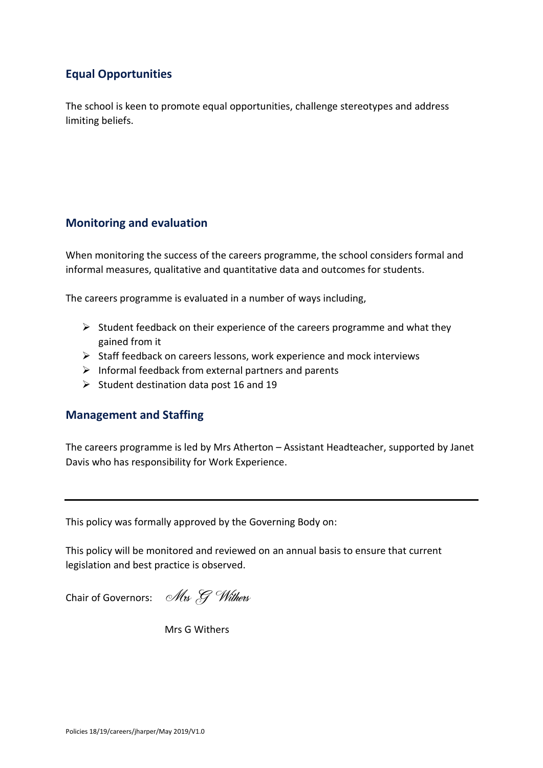## Equal Opportunities

The school is keen to promote equal opportunities, challenge stereotypes and address limiting beliefs.

## Monitoring and evaluation

When monitoring the success of the careers programme, the school considers formal and informal measures, qualitative and quantitative data and outcomes for students.

The careers programme is evaluated in a number of ways including,

- Student feedback on their experience of the careers programme and what they gained from it
- Staff feedback on careers lessons, work experience and mock interviews
- Informal feedback from external partners and parents
- Student destination data post 16 and 19

## Management and Staffing

The careers programme is led by Mrs Atherton – Assistant Headteacher, supported by Janet Davis who has responsibility for Work Experience.

---

This policy was formally approved by the Governing Body on:

This policy will be monitored and reviewed on an annual basis to ensure that current legislation and best practice is observed.

Chair of Governors: *Mrs G Withers*

Mrs G Withers

Policies 18/19/careers/jharper/May 2019/V1.0